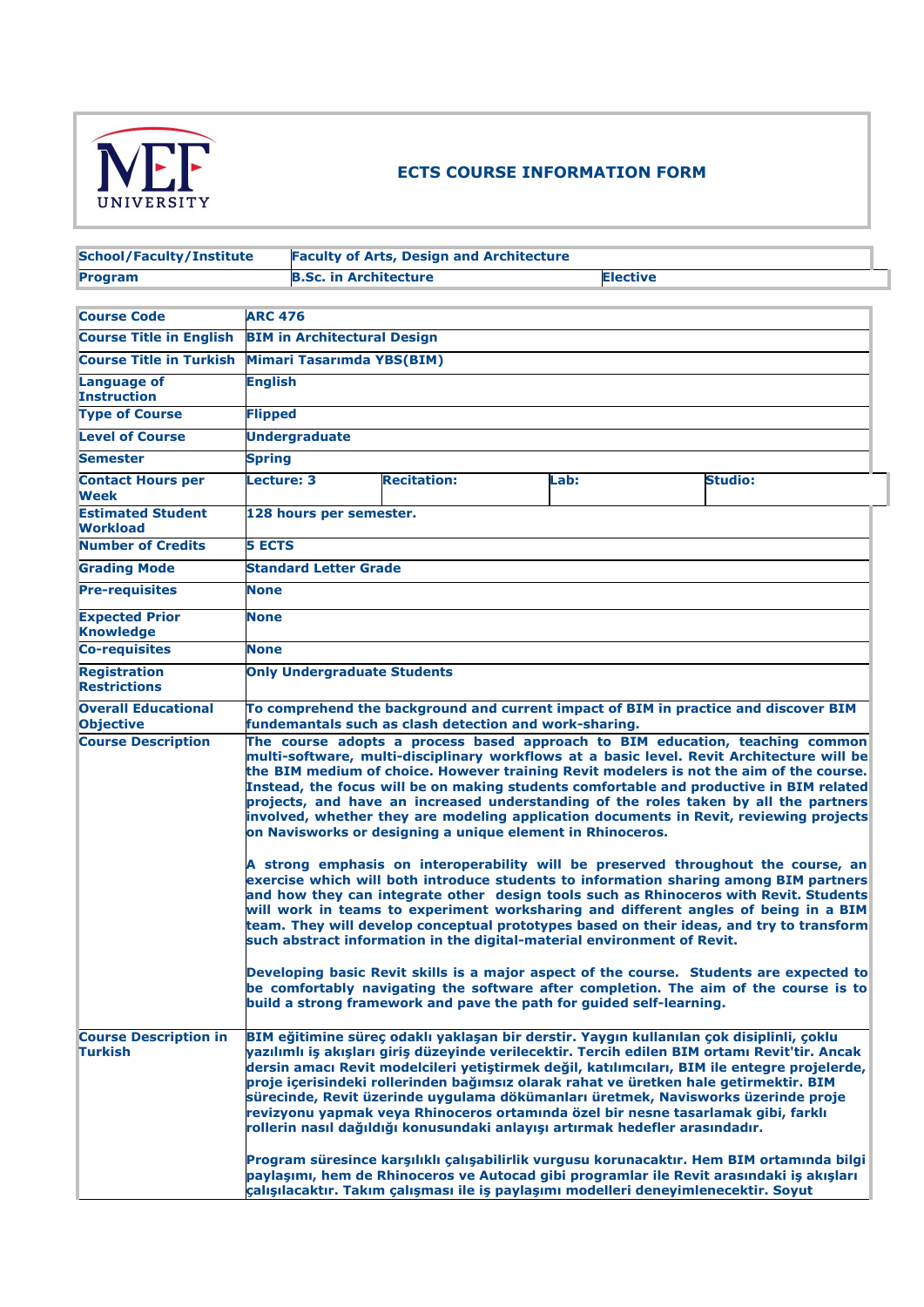# ECTS COURSE INFORMATION FORM

MEF UNIVERSITY

| | | |
|---|---|---|
| **School/Faculty/Institute** | **Faculty of Arts, Design and Architecture** | |
| **Program** | **B.Sc. in Architecture** | **Elective** |

| | | | | |
|---|---|---|---|---|
| **Course Code** | **ARC 476** | | | |
| **Course Title in English** | **BIM in Architectural Design** | | | |
| **Course Title in Turkish** | **Mimari Tasarımda YBS(BIM)** | | | |
| **Language of Instruction** | **English** | | | |
| **Type of Course** | **Flipped** | | | |
| **Level of Course** | **Undergraduate** | | | |
| **Semester** | **Spring** | | | |
| **Contact Hours per Week** | **Lecture: 3** | **Recitation:** | **Lab:** | **Studio:** |
| **Estimated Student Workload** | **128 hours per semester.** | | | |
| **Number of Credits** | **5 ECTS** | | | |
| **Grading Mode** | **Standard Letter Grade** | | | |
| **Pre-requisites** | **None** | | | |
| **Expected Prior Knowledge** | **None** | | | |
| **Co-requisites** | **None** | | | |
| **Registration Restrictions** | **Only Undergraduate Students** | | | |
| **Overall Educational Objective** | **To comprehend the background and current impact of BIM in practice and discover BIM fundemantals such as clash detection and work-sharing.** | | | |
| **Course Description** | **The course adopts a process based approach to BIM education, teaching common multi-software, multi-disciplinary workflows at a basic level. Revit Architecture will be the BIM medium of choice. However training Revit modelers is not the aim of the course. Instead, the focus will be on making students comfortable and productive in BIM related projects, and have an increased understanding of the roles taken by all the partners involved, whether they are modeling application documents in Revit, reviewing projects on Navisworks or designing a unique element in Rhinoceros.** <br><br> **A strong emphasis on interoperability will be preserved throughout the course, an exercise which will both introduce students to information sharing among BIM partners and how they can integrate other design tools such as Rhinoceros with Revit. Students will work in teams to experiment worksharing and different angles of being in a BIM team. They will develop conceptual prototypes based on their ideas, and try to transform such abstract information in the digital-material environment of Revit.** <br><br> **Developing basic Revit skills is a major aspect of the course. Students are expected to be comfortably navigating the software after completion. The aim of the course is to build a strong framework and pave the path for guided self-learning.** | | | |
| **Course Description in Turkish** | **BIM eğitimine süreç odaklı yaklaşan bir derstir. Yaygın kullanılan çok disiplinli, çoklu yazılımlı iş akışları giriş düzeyinde verilecektir. Tercih edilen BIM ortamı Revit'tir. Ancak dersin amacı Revit modelcileri yetiştirmek değil, katılımcıları, BIM ile entegre projelerde, proje içerisindeki rollerinden bağımsız olarak rahat ve üretken hale getirmektir. BIM sürecinde, Revit üzerinde uygulama dökümanları üretmek, Navisworks üzerinde proje revizyonu yapmak veya Rhinoceros ortamında özel bir nesne tasarlamak gibi, farklı rollerin nasıl dağıldığı konusundaki anlayışı artırmak hedefler arasındadır.** <br><br> **Program süresince karşılıklı çalışabilirlik vurgusu korunacaktır. Hem BIM ortamında bilgi paylaşımı, hem de Rhinoceros ve Autocad gibi programlar ile Revit arasındaki iş akışları çalışılacaktır. Takım çalışması ile iş paylaşımı modelleri deneyimlenecektir. Soyut** | | | |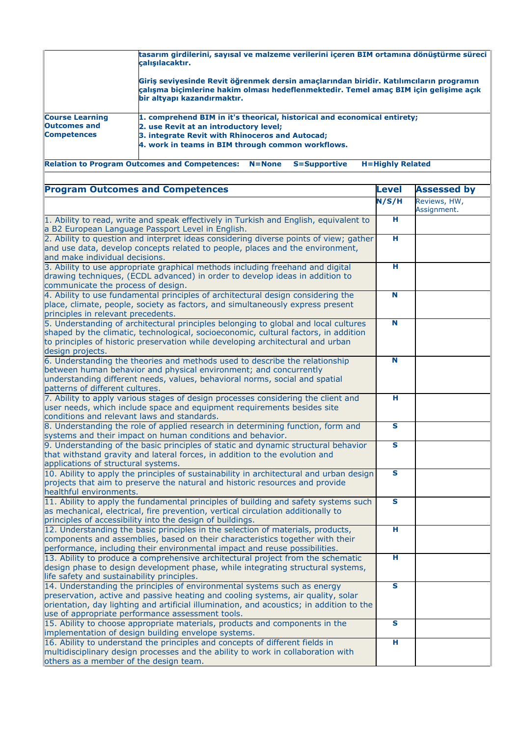| | |
|---|---|
| | **tasarım girdilerini, sayısal ve malzeme verilerini içeren BIM ortamına dönüştürme süreci çalışılacaktır.**<br><br>**Giriş seviyesinde Revit öğrenmek dersin amaçlarından biridir. Katılımcıların programın çalışma biçimlerine hakim olması hedeflenmektedir. Temel amaç BIM için gelişime açık bir altyapı kazandırmaktır.** |
| **Course Learning Outcomes and Competences** | **1. comprehend BIM in it's theorical, historical and economical entirety;**<br>**2. use Revit at an introductory level;**<br>**3. integrate Revit with Rhinoceros and Autocad;**<br>**4. work in teams in BIM through common workflows.** |

**Relation to Program Outcomes and Competences: N=None S=Supportive H=Highly Related**

| **Program Outcomes and Competences** | **Level** | **Assessed by** |
|---|---|---|
| | **N/S/H** | Reviews, HW, Assignment. |
| 1. Ability to read, write and speak effectively in Turkish and English, equivalent to a B2 European Language Passport Level in English. | **H** | |
| 2. Ability to question and interpret ideas considering diverse points of view; gather and use data, develop concepts related to people, places and the environment, and make individual decisions. | **H** | |
| 3. Ability to use appropriate graphical methods including freehand and digital drawing techniques, (ECDL advanced) in order to develop ideas in addition to communicate the process of design. | **H** | |
| 4. Ability to use fundamental principles of architectural design considering the place, climate, people, society as factors, and simultaneously express present principles in relevant precedents. | **N** | |
| 5. Understanding of architectural principles belonging to global and local cultures shaped by the climatic, technological, socioeconomic, cultural factors, in addition to principles of historic preservation while developing architectural and urban design projects. | **N** | |
| 6. Understanding the theories and methods used to describe the relationship between human behavior and physical environment; and concurrently understanding different needs, values, behavioral norms, social and spatial patterns of different cultures. | **N** | |
| 7. Ability to apply various stages of design processes considering the client and user needs, which include space and equipment requirements besides site conditions and relevant laws and standards. | **H** | |
| 8. Understanding the role of applied research in determining function, form and systems and their impact on human conditions and behavior. | **S** | |
| 9. Understanding of the basic principles of static and dynamic structural behavior that withstand gravity and lateral forces, in addition to the evolution and applications of structural systems. | **S** | |
| 10. Ability to apply the principles of sustainability in architectural and urban design projects that aim to preserve the natural and historic resources and provide healthful environments. | **S** | |
| 11. Ability to apply the fundamental principles of building and safety systems such as mechanical, electrical, fire prevention, vertical circulation additionally to principles of accessibility into the design of buildings. | **S** | |
| 12. Understanding the basic principles in the selection of materials, products, components and assemblies, based on their characteristics together with their performance, including their environmental impact and reuse possibilities. | **H** | |
| 13. Ability to produce a comprehensive architectural project from the schematic design phase to design development phase, while integrating structural systems, life safety and sustainability principles. | **H** | |
| 14. Understanding the principles of environmental systems such as energy preservation, active and passive heating and cooling systems, air quality, solar orientation, day lighting and artificial illumination, and acoustics; in addition to the use of appropriate performance assessment tools. | **S** | |
| 15. Ability to choose appropriate materials, products and components in the implementation of design building envelope systems. | **S** | |
| 16. Ability to understand the principles and concepts of different fields in multidisciplinary design processes and the ability to work in collaboration with others as a member of the design team. | **H** | |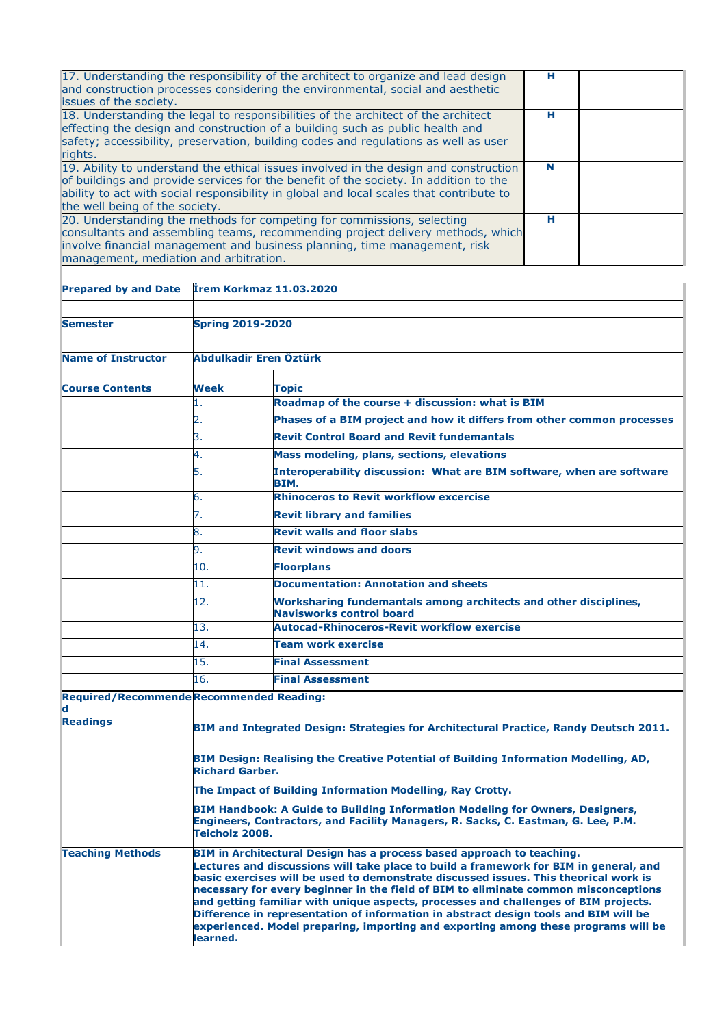| | | |
|---|---|---|
| 17. Understanding the responsibility of the architect to organize and lead design and construction processes considering the environmental, social and aesthetic issues of the society. | H | |
| 18. Understanding the legal to responsibilities of the architect of the architect effecting the design and construction of a building such as public health and safety; accessibility, preservation, building codes and regulations as well as user rights. | H | |
| 19. Ability to understand the ethical issues involved in the design and construction of buildings and provide services for the benefit of the society. In addition to the ability to act with social responsibility in global and local scales that contribute to the well being of the society. | N | |
| 20. Understanding the methods for competing for commissions, selecting consultants and assembling teams, recommending project delivery methods, which involve financial management and business planning, time management, risk management, mediation and arbitration. | H | |

| | | |
|---|---|---|
| **Prepared by and Date** | **İrem Korkmaz 11.03.2020** | |
| **Semester** | **Spring 2019-2020** | |
| **Name of Instructor** | **Abdulkadir Eren Öztürk** | |
| **Course Contents** | **Week** | **Topic** |
| | 1. | **Roadmap of the course + discussion: what is BIM** |
| | 2. | **Phases of a BIM project and how it differs from other common processes** |
| | 3. | **Revit Control Board and Revit fundemantals** |
| | 4. | **Mass modeling, plans, sections, elevations** |
| | 5. | **Interoperability discussion: What are BIM software, when are software BIM.** |
| | 6. | **Rhinoceros to Revit workflow excercise** |
| | 7. | **Revit library and families** |
| | 8. | **Revit walls and floor slabs** |
| | 9. | **Revit windows and doors** |
| | 10. | **Floorplans** |
| | 11. | **Documentation: Annotation and sheets** |
| | 12. | **Worksharing fundemantals among architects and other disciplines, Navisworks control board** |
| | 13. | **Autocad-Rhinoceros-Revit workflow exercise** |
| | 14. | **Team work exercise** |
| | 15. | **Final Assessment** |
| | 16. | **Final Assessment** |
| **Required/Recommended Readings** | **Recommended Reading:**<br><br>**BIM and Integrated Design: Strategies for Architectural Practice, Randy Deutsch 2011.**<br><br>**BIM Design: Realising the Creative Potential of Building Information Modelling, AD, Richard Garber.**<br><br>**The Impact of Building Information Modelling, Ray Crotty.**<br><br>**BIM Handbook: A Guide to Building Information Modeling for Owners, Designers, Engineers, Contractors, and Facility Managers, R. Sacks, C. Eastman, G. Lee, P.M. Teicholz 2008.** | |
| **Teaching Methods** | **BIM in Architectural Design has a process based approach to teaching. Lectures and discussions will take place to build a framework for BIM in general, and basic exercises will be used to demonstrate discussed issues. This theorical work is necessary for every beginner in the field of BIM to eliminate common misconceptions and getting familiar with unique aspects, processes and challenges of BIM projects. Difference in representation of information in abstract design tools and BIM will be experienced. Model preparing, importing and exporting among these programs will be learned.** | |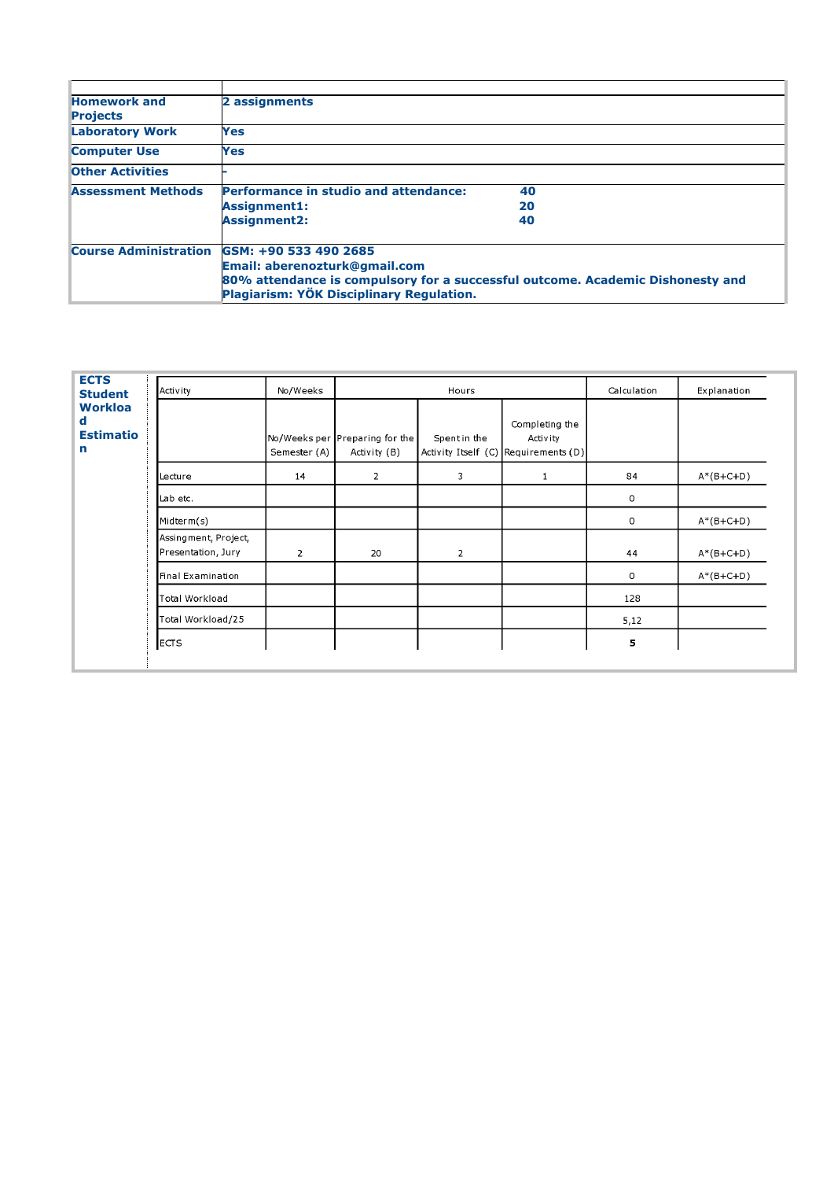| | |
|---|---|
| **Homework and Projects** | **2 assignments** |
| **Laboratory Work** | **Yes** |
| **Computer Use** | **Yes** |
| **Other Activities** | **-** |
| **Assessment Methods** | **Performance in studio and attendance: 40**<br>**Assignment1: 20**<br>**Assignment2: 40** |
| **Course Administration** | **GSM: +90 533 490 2685**<br>**Email: aberenozturk@gmail.com**<br>**80% attendance is compulsory for a successful outcome. Academic Dishonesty and Plagiarism: YÖK Disciplinary Regulation.** |

**ECTS Student Workload Estimation**

| Activity | No/Weeks | Hours | | | Calculation | Explanation |
|---|---|---|---|---|---|---|
| | No/Weeks per Semester (A) | Preparing for the Activity (B) | Spent in the Activity Itself (C) | Completing the Activity Requirements (D) | | |
| Lecture | 14 | 2 | 3 | 1 | 84 | A*(B+C+D) |
| Lab etc. | | | | | 0 | |
| Midterm(s) | | | | | 0 | A*(B+C+D) |
| Assingment, Project, Presentation, Jury | 2 | 20 | 2 | | 44 | A*(B+C+D) |
| Final Examination | | | | | 0 | A*(B+C+D) |
| Total Workload | | | | | 128 | |
| Total Workload/25 | | | | | 5,12 | |
| ECTS | | | | | **5** | |